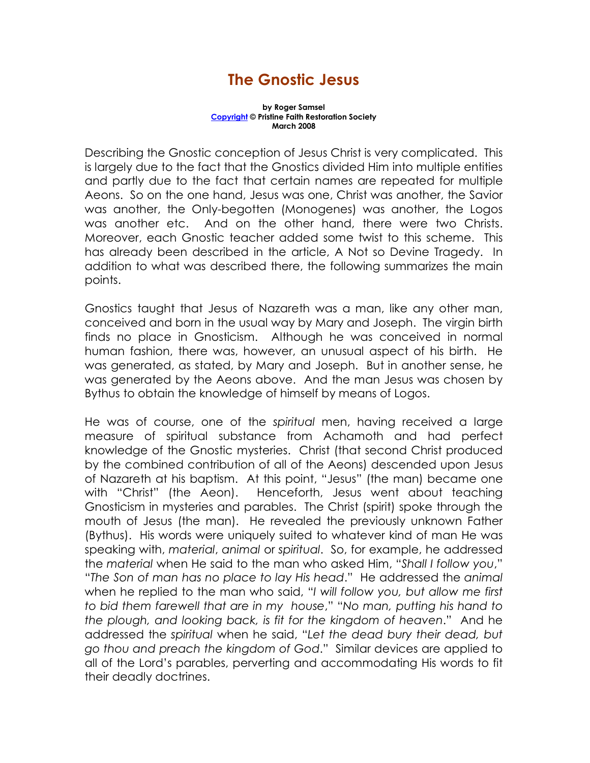# The Gnostic Jesus

**by Roger Samsel**
**Copyright © Pristine Faith Restoration Society**
**March 2008**

Describing the Gnostic conception of Jesus Christ is very complicated. This is largely due to the fact that the Gnostics divided Him into multiple entities and partly due to the fact that certain names are repeated for multiple Aeons. So on the one hand, Jesus was one, Christ was another, the Savior was another, the Only-begotten (Monogenes) was another, the Logos was another etc. And on the other hand, there were two Christs. Moreover, each Gnostic teacher added some twist to this scheme. This has already been described in the article, A Not so Devine Tragedy. In addition to what was described there, the following summarizes the main points.

Gnostics taught that Jesus of Nazareth was a man, like any other man, conceived and born in the usual way by Mary and Joseph. The virgin birth finds no place in Gnosticism. Although he was conceived in normal human fashion, there was, however, an unusual aspect of his birth. He was generated, as stated, by Mary and Joseph. But in another sense, he was generated by the Aeons above. And the man Jesus was chosen by Bythus to obtain the knowledge of himself by means of Logos.

He was of course, one of the *spiritual* men, having received a large measure of spiritual substance from Achamoth and had perfect knowledge of the Gnostic mysteries. Christ (that second Christ produced by the combined contribution of all of the Aeons) descended upon Jesus of Nazareth at his baptism. At this point, "Jesus" (the man) became one with "Christ" (the Aeon). Henceforth, Jesus went about teaching Gnosticism in mysteries and parables. The Christ (spirit) spoke through the mouth of Jesus (the man). He revealed the previously unknown Father (Bythus). His words were uniquely suited to whatever kind of man He was speaking with, *material*, *animal* or *spiritual*. So, for example, he addressed the *material* when He said to the man who asked Him, "*Shall I follow you*," "*The Son of man has no place to lay His head*." He addressed the *animal* when he replied to the man who said, "*I will follow you, but allow me first to bid them farewell that are in my house*," "*No man, putting his hand to the plough, and looking back, is fit for the kingdom of heaven*." And he addressed the *spiritual* when he said, "*Let the dead bury their dead, but go thou and preach the kingdom of God*." Similar devices are applied to all of the Lord's parables, perverting and accommodating His words to fit their deadly doctrines.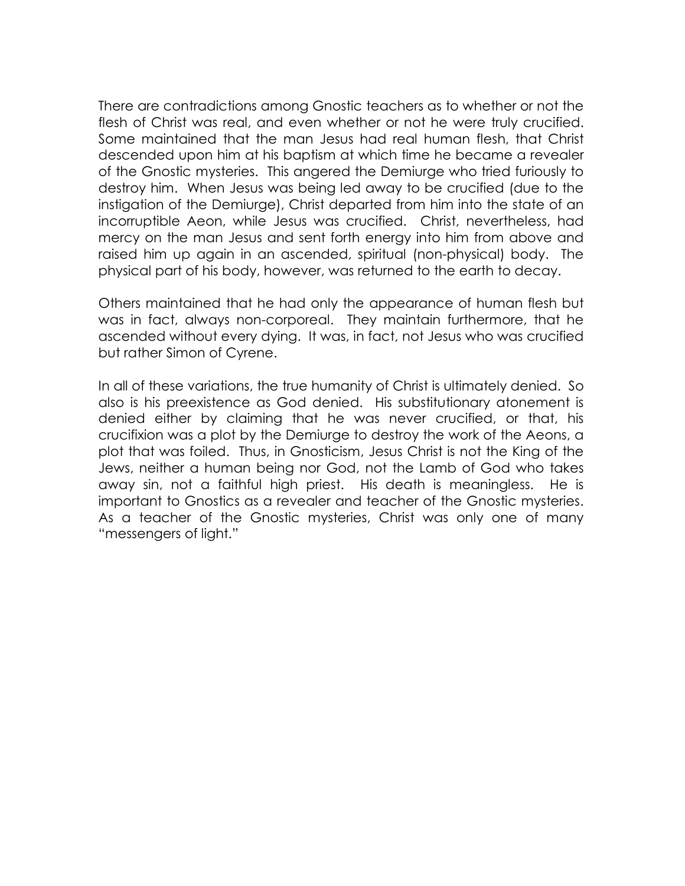There are contradictions among Gnostic teachers as to whether or not the flesh of Christ was real, and even whether or not he were truly crucified. Some maintained that the man Jesus had real human flesh, that Christ descended upon him at his baptism at which time he became a revealer of the Gnostic mysteries. This angered the Demiurge who tried furiously to destroy him. When Jesus was being led away to be crucified (due to the instigation of the Demiurge), Christ departed from him into the state of an incorruptible Aeon, while Jesus was crucified. Christ, nevertheless, had mercy on the man Jesus and sent forth energy into him from above and raised him up again in an ascended, spiritual (non-physical) body. The physical part of his body, however, was returned to the earth to decay.

Others maintained that he had only the appearance of human flesh but was in fact, always non-corporeal. They maintain furthermore, that he ascended without every dying. It was, in fact, not Jesus who was crucified but rather Simon of Cyrene.

In all of these variations, the true humanity of Christ is ultimately denied. So also is his preexistence as God denied. His substitutionary atonement is denied either by claiming that he was never crucified, or that, his crucifixion was a plot by the Demiurge to destroy the work of the Aeons, a plot that was foiled. Thus, in Gnosticism, Jesus Christ is not the King of the Jews, neither a human being nor God, not the Lamb of God who takes away sin, not a faithful high priest. His death is meaningless. He is important to Gnostics as a revealer and teacher of the Gnostic mysteries. As a teacher of the Gnostic mysteries, Christ was only one of many "messengers of light."